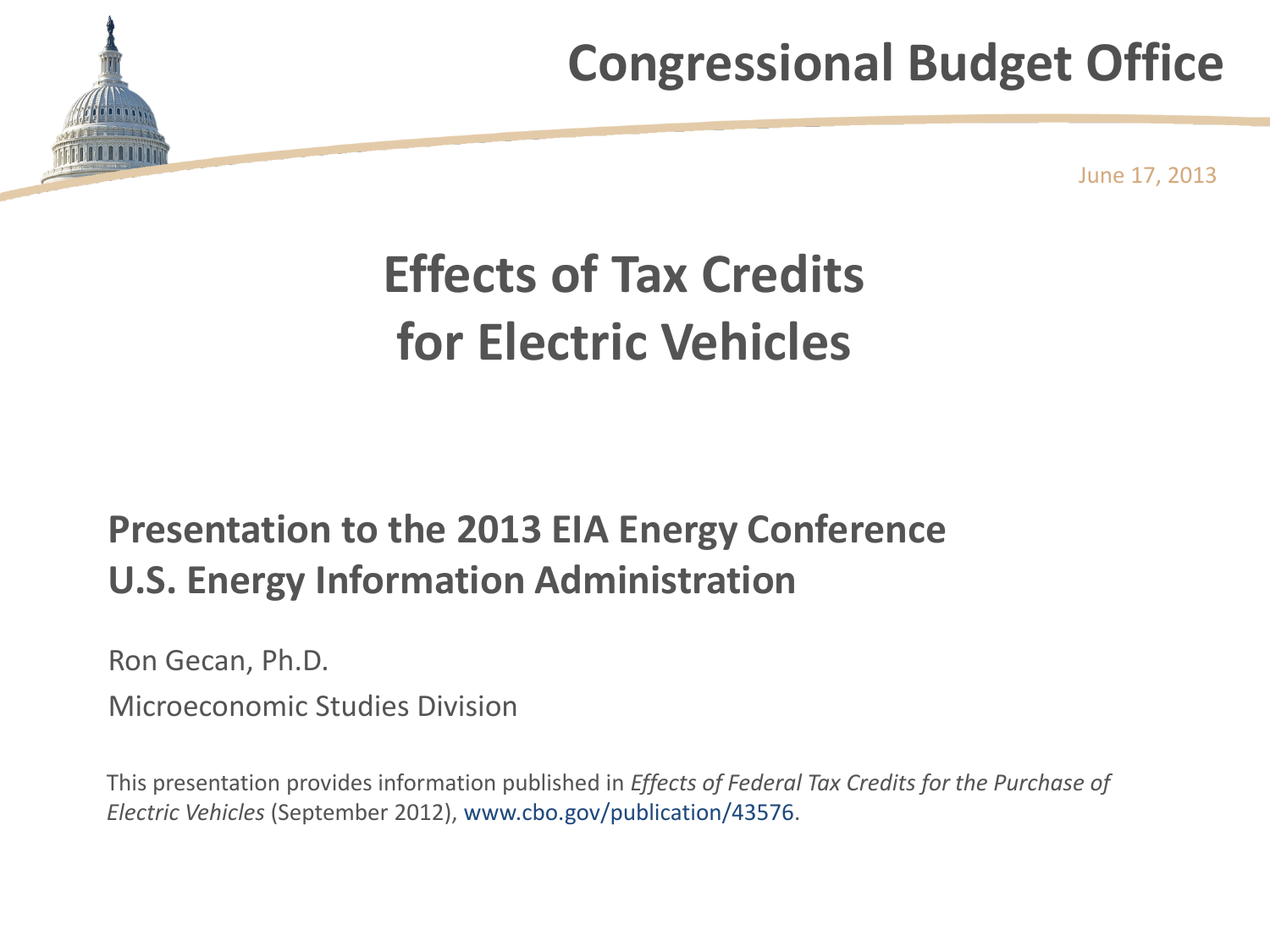Congressional Budget Office

June 17, 2013

# Effects of Tax Credits for Electric Vehicles

**Presentation to the 2013 EIA Energy Conference**
**U.S. Energy Information Administration**

Ron Gecan, Ph.D.

Microeconomic Studies Division

This presentation provides information published in *Effects of Federal Tax Credits for the Purchase of Electric Vehicles* (September 2012), www.cbo.gov/publication/43576.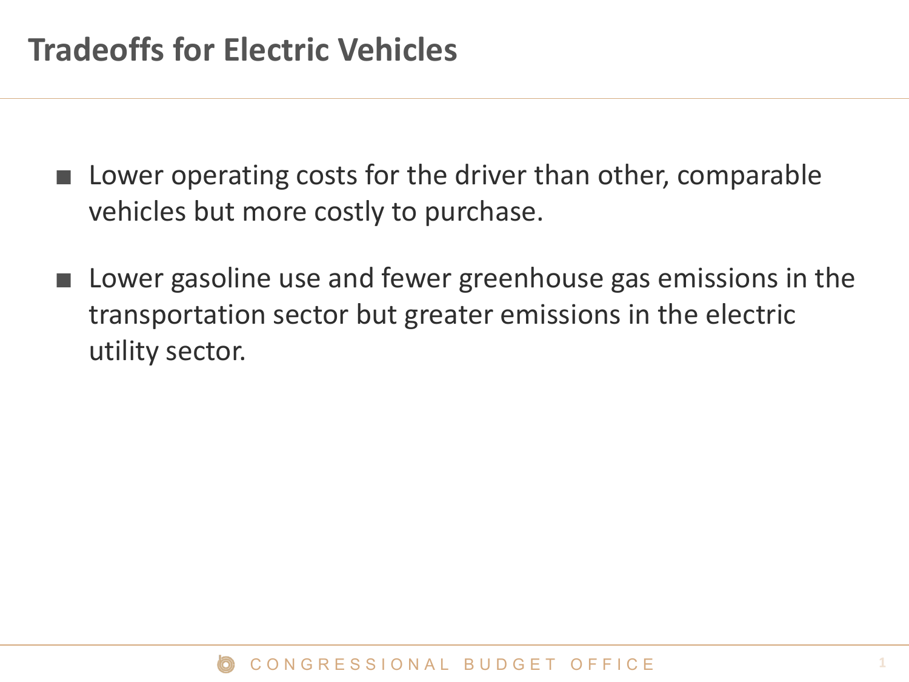# Tradeoffs for Electric Vehicles

- Lower operating costs for the driver than other, comparable vehicles but more costly to purchase.

- Lower gasoline use and fewer greenhouse gas emissions in the transportation sector but greater emissions in the electric utility sector.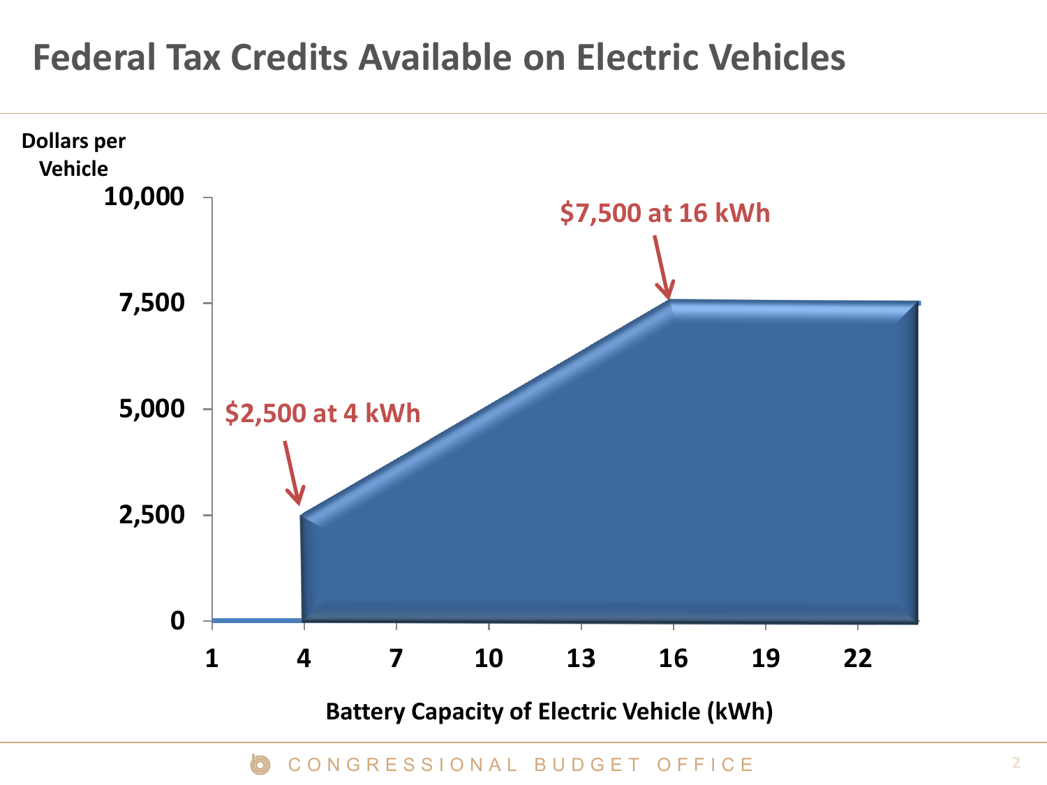# Federal Tax Credits Available on Electric Vehicles

Dollars per Vehicle

10,000

7,500

5,000

2,500

0

$7,500 at 16 kWh

$2,500 at 4 kWh

1 4 7 10 13 16 19 22

Battery Capacity of Electric Vehicle (kWh)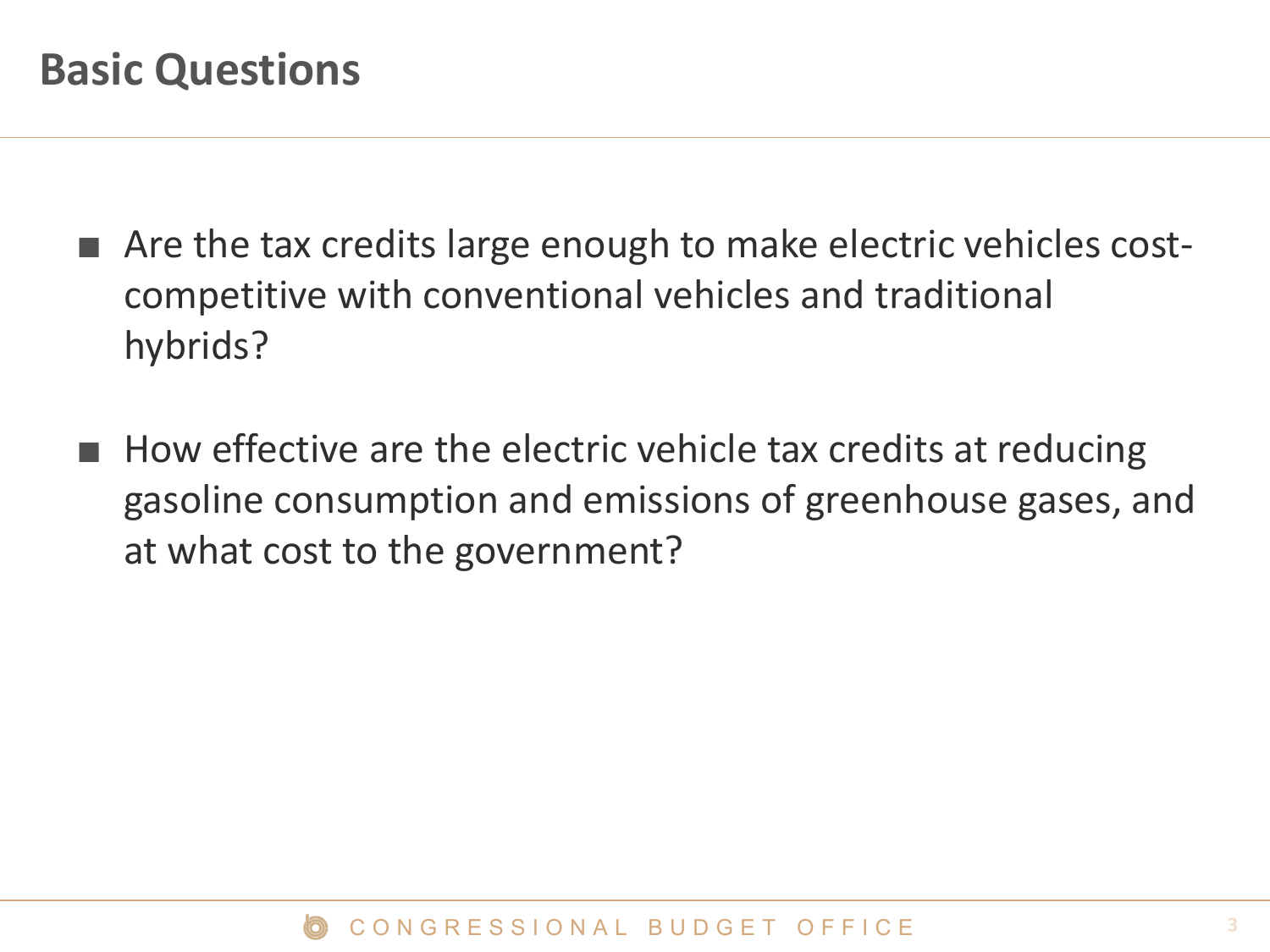## Basic Questions

- Are the tax credits large enough to make electric vehicles cost-competitive with conventional vehicles and traditional hybrids?
- How effective are the electric vehicle tax credits at reducing gasoline consumption and emissions of greenhouse gases, and at what cost to the government?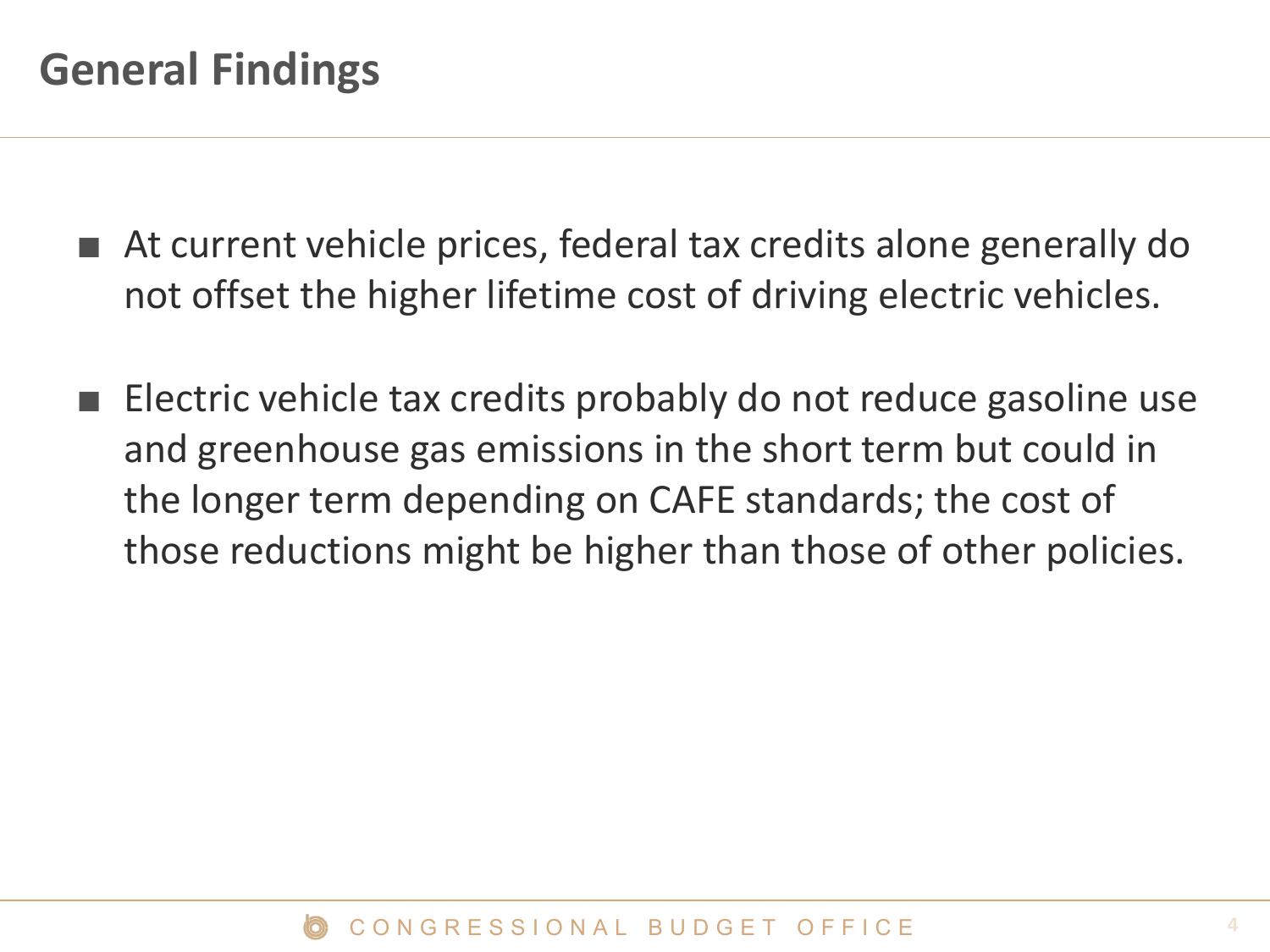## General Findings

- At current vehicle prices, federal tax credits alone generally do not offset the higher lifetime cost of driving electric vehicles.
- Electric vehicle tax credits probably do not reduce gasoline use and greenhouse gas emissions in the short term but could in the longer term depending on CAFE standards; the cost of those reductions might be higher than those of other policies.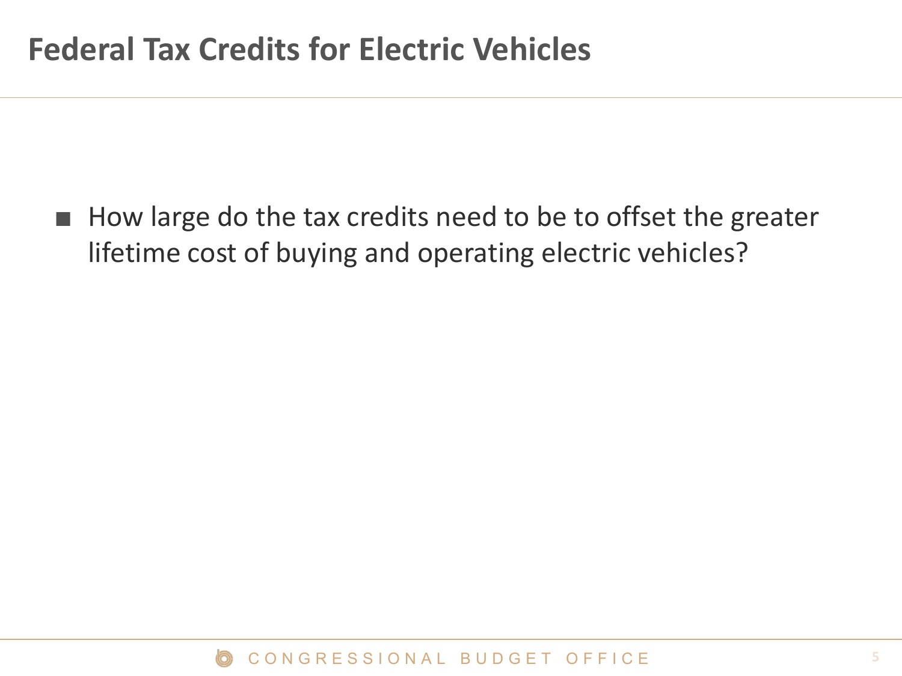# Federal Tax Credits for Electric Vehicles

- How large do the tax credits need to be to offset the greater lifetime cost of buying and operating electric vehicles?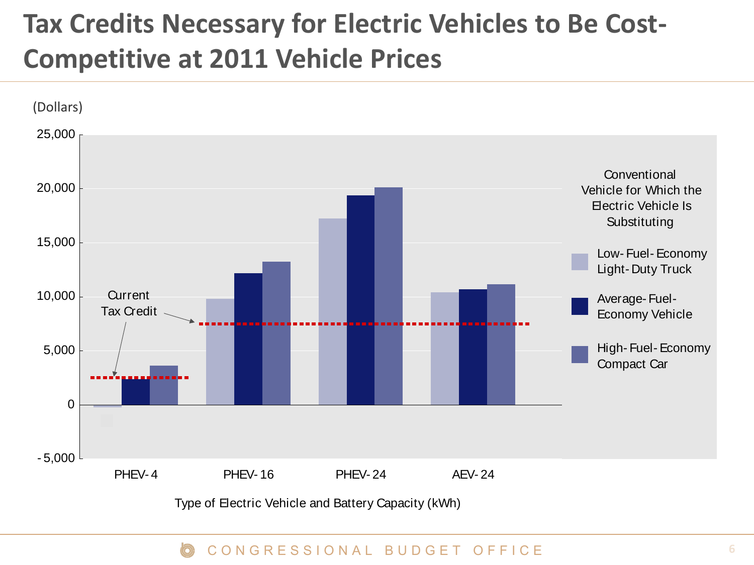# Tax Credits Necessary for Electric Vehicles to Be Cost-Competitive at 2011 Vehicle Prices

(Dollars)

Current Tax Credit

Conventional Vehicle for Which the Electric Vehicle Is Substituting

- Low-Fuel-Economy Light-Duty Truck
- Average-Fuel-Economy Vehicle
- High-Fuel-Economy Compact Car

PHEV-4 | PHEV-16 | PHEV-24 | AEV-24

Type of Electric Vehicle and Battery Capacity (kWh)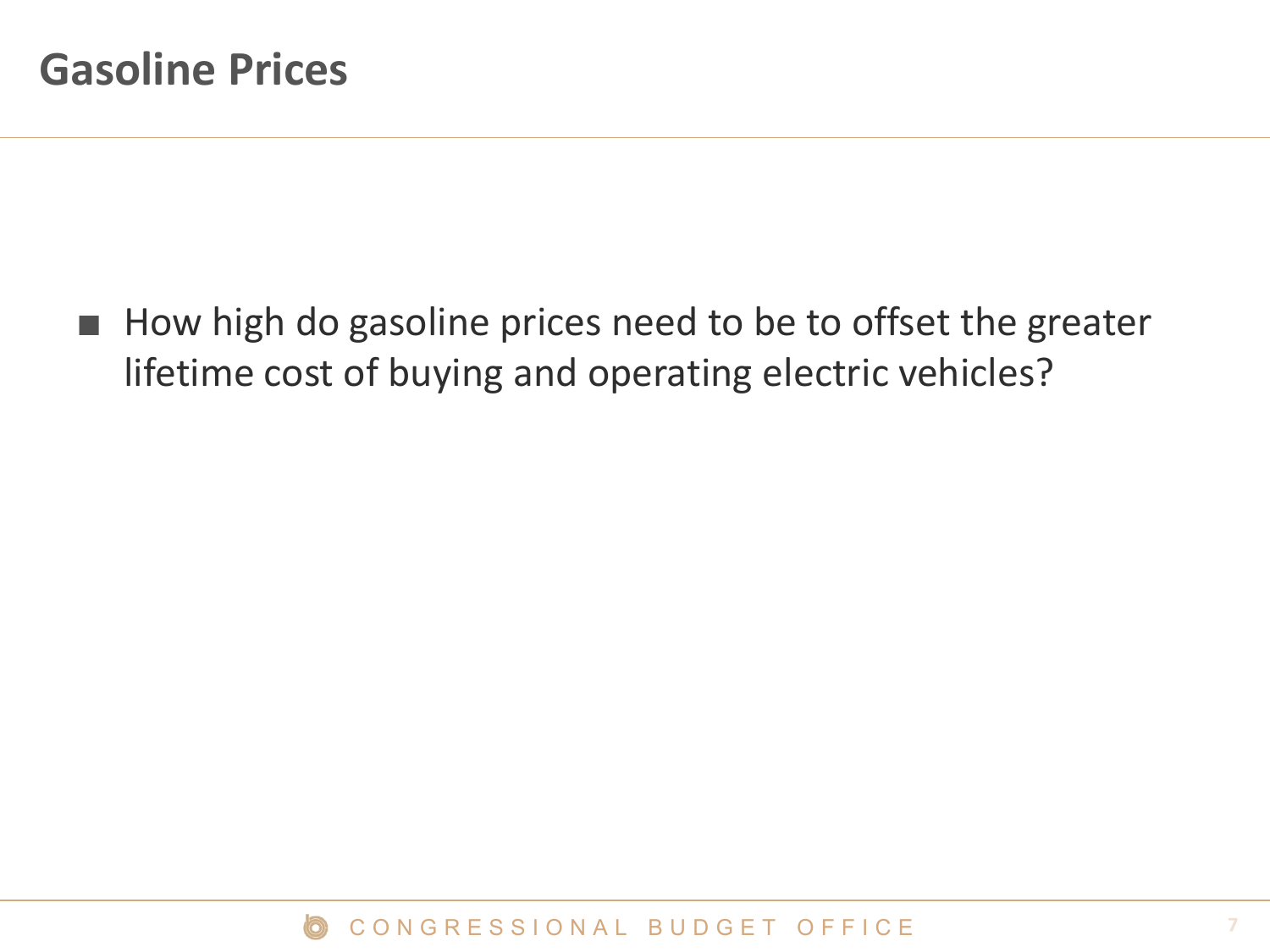# Gasoline Prices

- How high do gasoline prices need to be to offset the greater lifetime cost of buying and operating electric vehicles?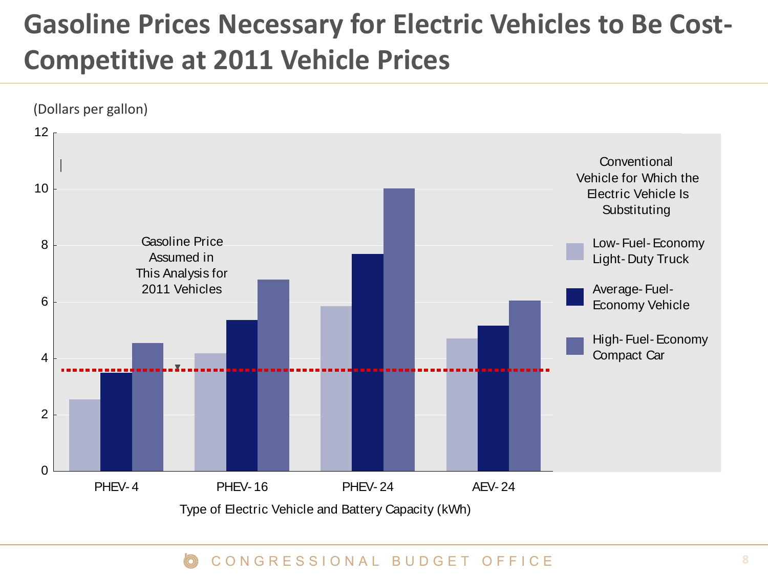# Gasoline Prices Necessary for Electric Vehicles to Be Cost-Competitive at 2011 Vehicle Prices

(Dollars per gallon)

Gasoline Price Assumed in This Analysis for 2011 Vehicles

Conventional Vehicle for Which the Electric Vehicle Is Substituting

- Low-Fuel-Economy Light-Duty Truck
- Average-Fuel-Economy Vehicle
- High-Fuel-Economy Compact Car

Type of Electric Vehicle and Battery Capacity (kWh)

PHEV-4, PHEV-16, PHEV-24, AEV-24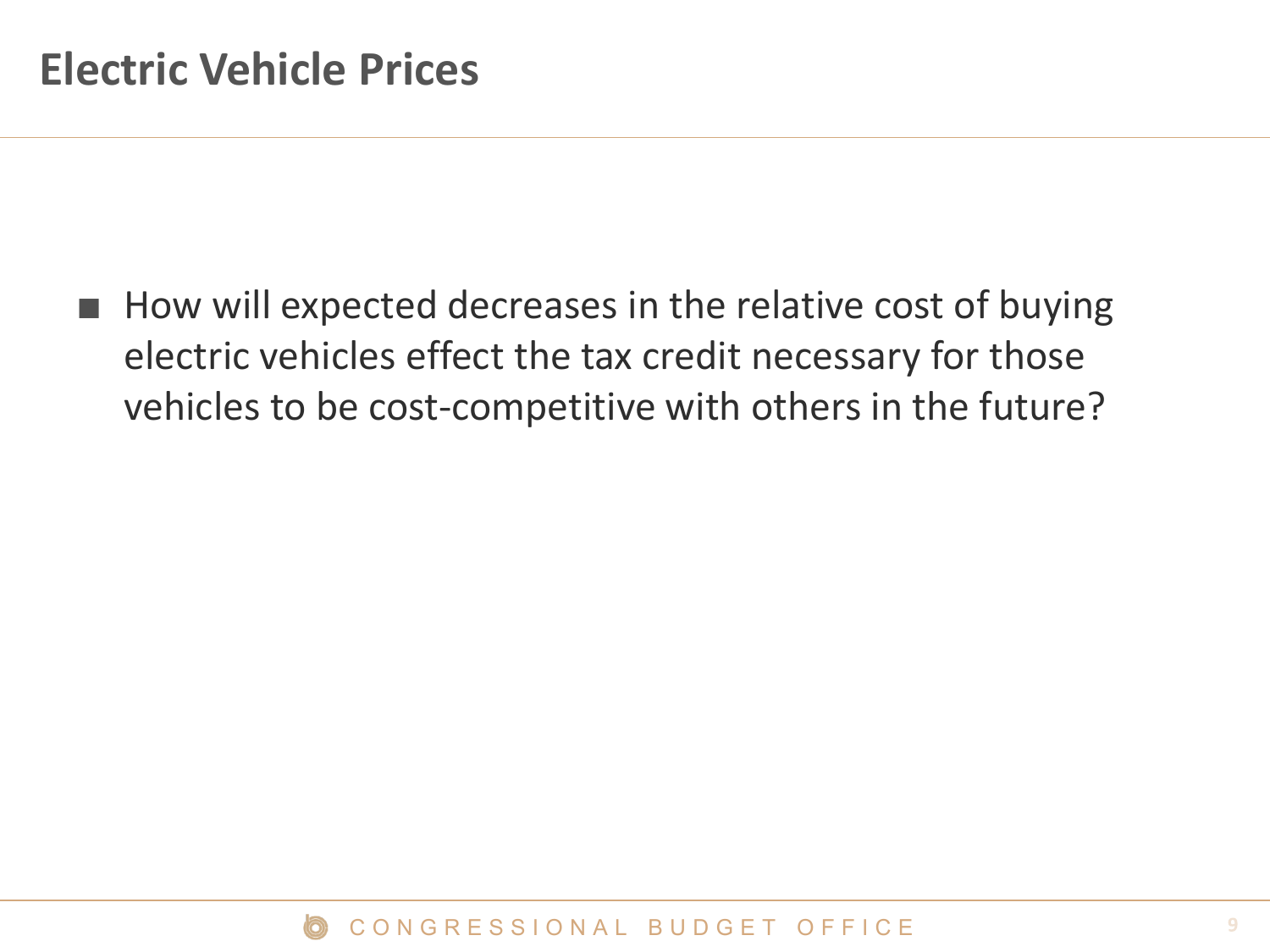# Electric Vehicle Prices

- How will expected decreases in the relative cost of buying electric vehicles effect the tax credit necessary for those vehicles to be cost-competitive with others in the future?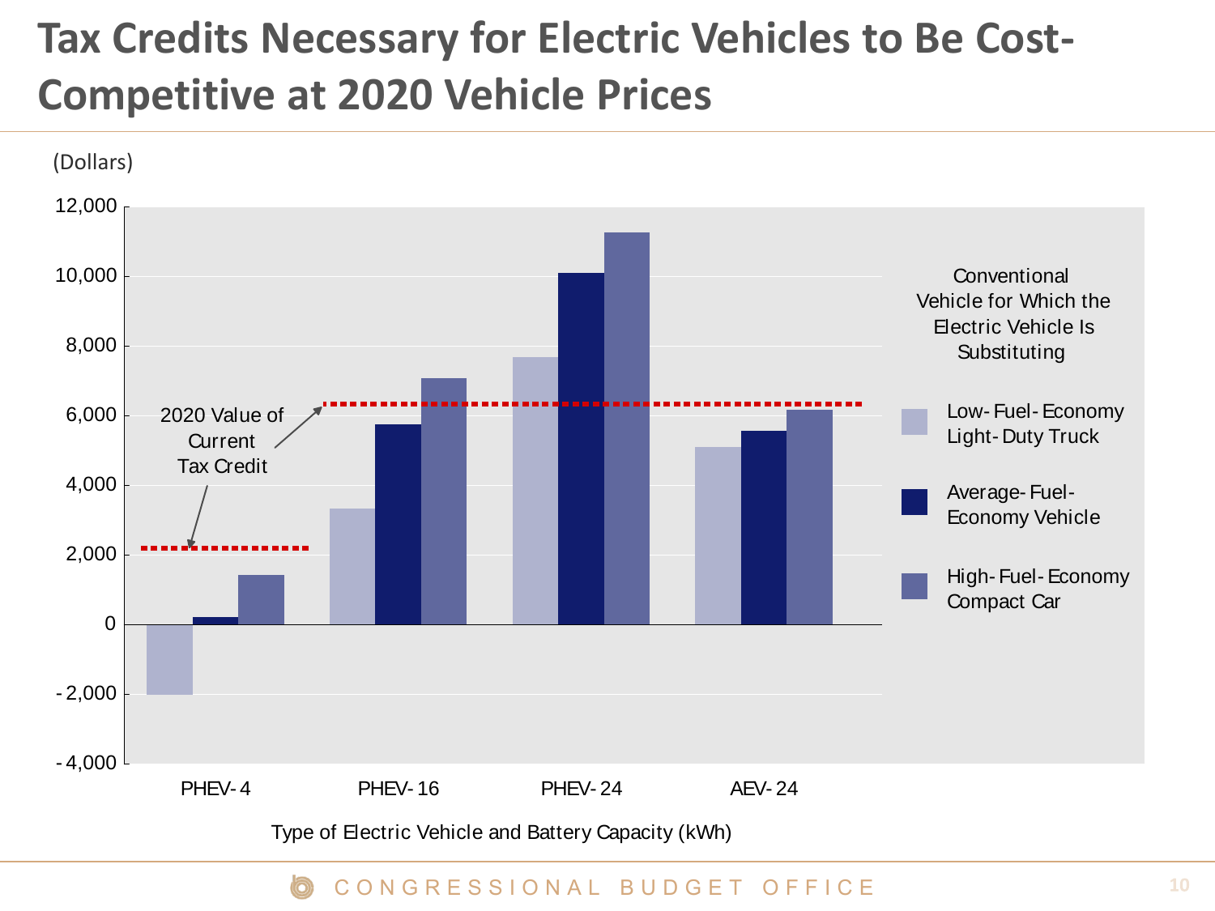# Tax Credits Necessary for Electric Vehicles to Be Cost-Competitive at 2020 Vehicle Prices

(Dollars)

Conventional Vehicle for Which the Electric Vehicle Is Substituting:
- Low-Fuel-Economy Light-Duty Truck
- Average-Fuel-Economy Vehicle
- High-Fuel-Economy Compact Car

2020 Value of Current Tax Credit

Type of Electric Vehicle and Battery Capacity (kWh): PHEV-4, PHEV-16, PHEV-24, AEV-24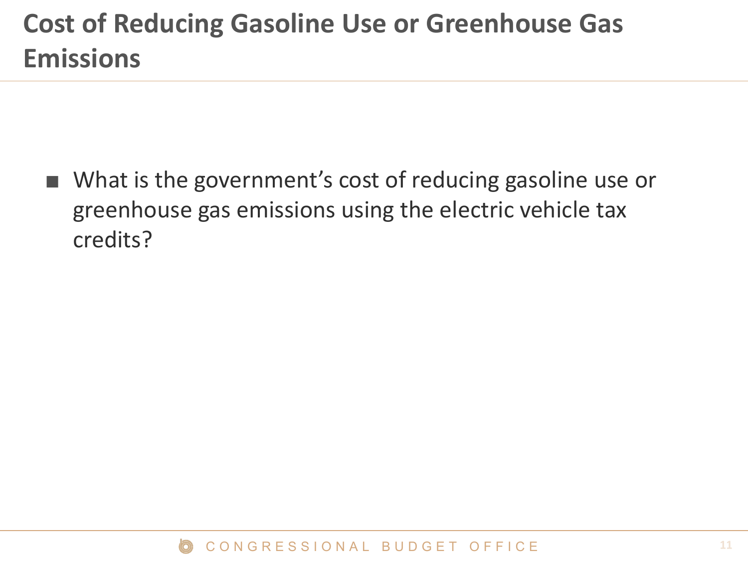# Cost of Reducing Gasoline Use or Greenhouse Gas Emissions

- What is the government’s cost of reducing gasoline use or greenhouse gas emissions using the electric vehicle tax credits?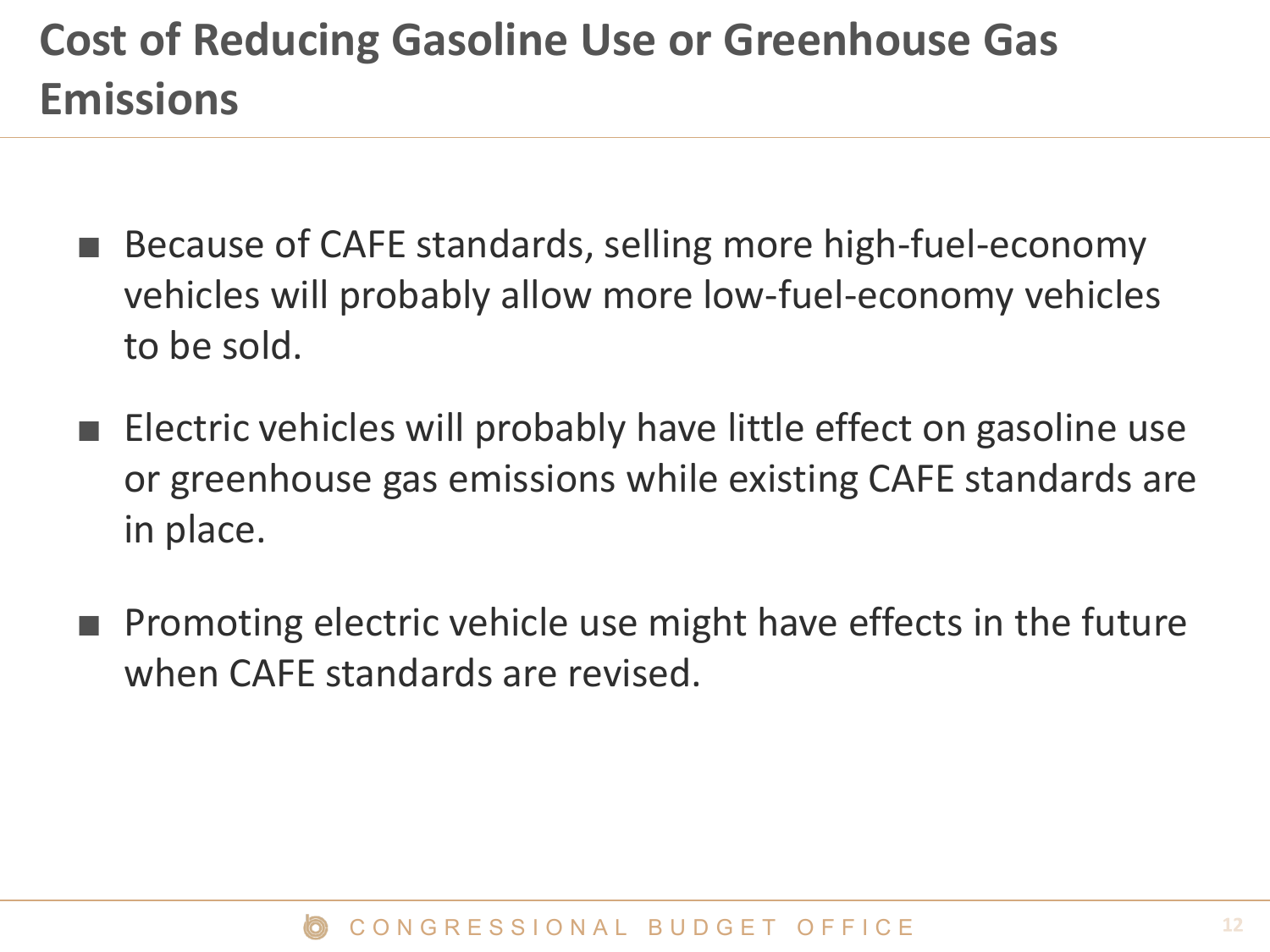# Cost of Reducing Gasoline Use or Greenhouse Gas Emissions

- Because of CAFE standards, selling more high-fuel-economy vehicles will probably allow more low-fuel-economy vehicles to be sold.
- Electric vehicles will probably have little effect on gasoline use or greenhouse gas emissions while existing CAFE standards are in place.
- Promoting electric vehicle use might have effects in the future when CAFE standards are revised.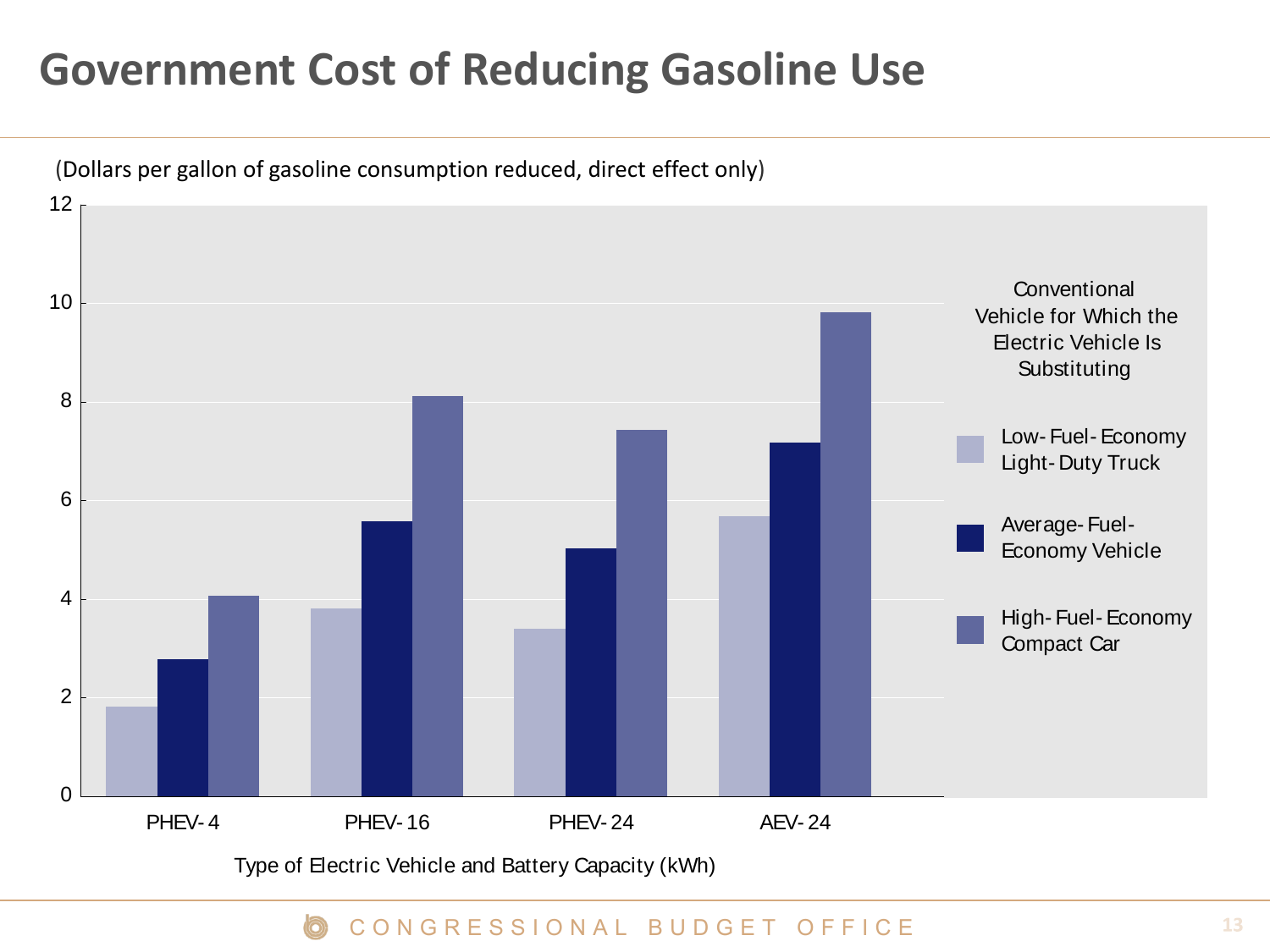# Government Cost of Reducing Gasoline Use

(Dollars per gallon of gasoline consumption reduced, direct effect only)

Conventional Vehicle for Which the Electric Vehicle Is Substituting

- Low-Fuel-Economy Light-Duty Truck
- Average-Fuel-Economy Vehicle
- High-Fuel-Economy Compact Car

Type of Electric Vehicle and Battery Capacity (kWh): PHEV-4, PHEV-16, PHEV-24, AEV-24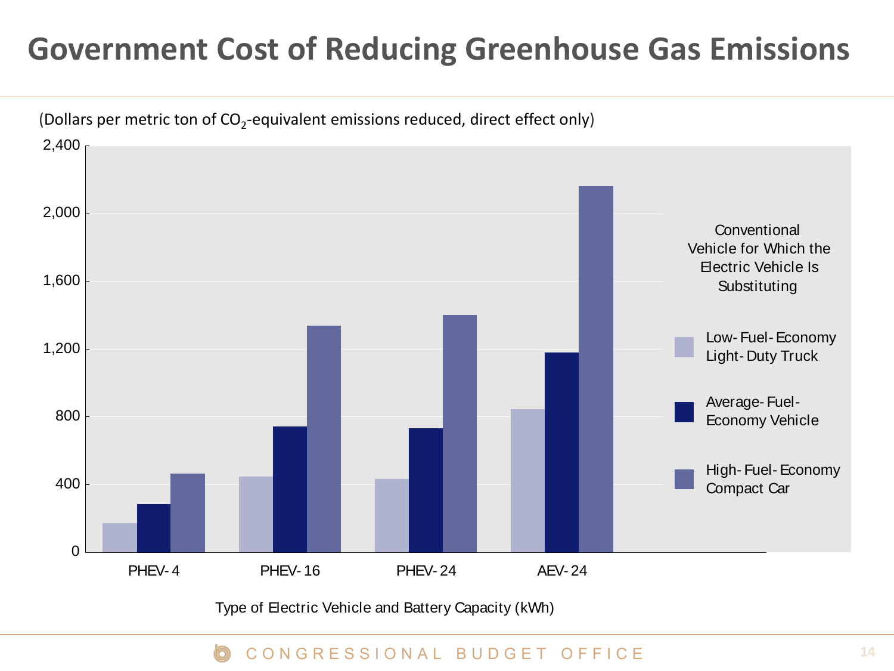# Government Cost of Reducing Greenhouse Gas Emissions

(Dollars per metric ton of $CO_2$-equivalent emissions reduced, direct effect only)

Conventional Vehicle for Which the Electric Vehicle Is Substituting

- Low-Fuel-Economy Light-Duty Truck
- Average-Fuel-Economy Vehicle
- High-Fuel-Economy Compact Car

Y-axis: 0, 400, 800, 1,200, 1,600, 2,000, 2,400

X-axis categories: PHEV-4, PHEV-16, PHEV-24, AEV-24

Type of Electric Vehicle and Battery Capacity (kWh)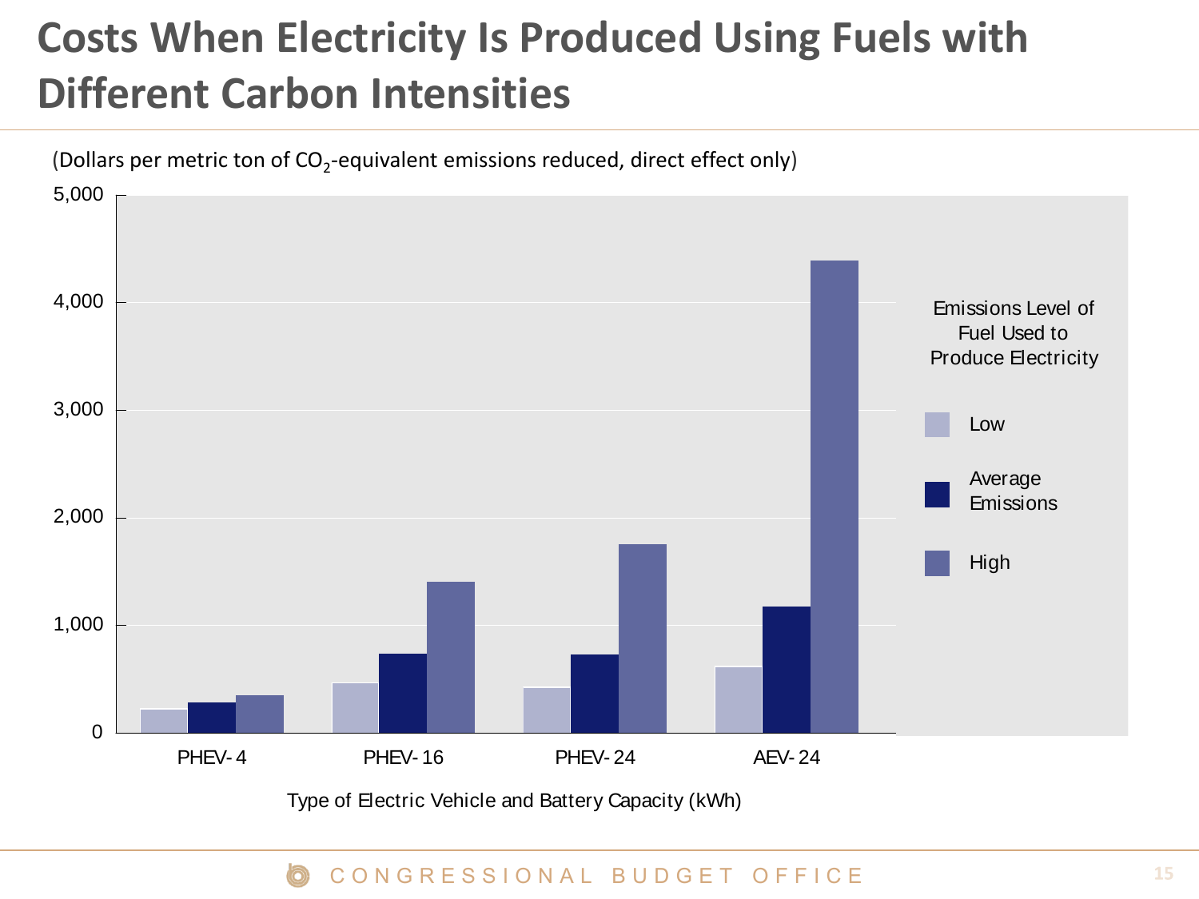# Costs When Electricity Is Produced Using Fuels with Different Carbon Intensities

(Dollars per metric ton of $CO_2$-equivalent emissions reduced, direct effect only)

5,000

4,000

3,000

2,000

1,000

0

Emissions Level of Fuel Used to Produce Electricity

Low

Average Emissions

High

PHEV-4 PHEV-16 PHEV-24 AEV-24

Type of Electric Vehicle and Battery Capacity (kWh)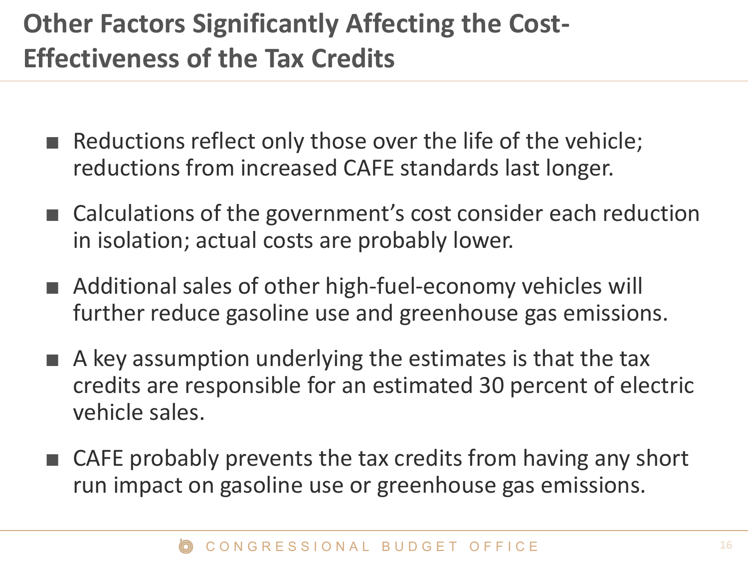# Other Factors Significantly Affecting the Cost-Effectiveness of the Tax Credits

- Reductions reflect only those over the life of the vehicle; reductions from increased CAFE standards last longer.
- Calculations of the government's cost consider each reduction in isolation; actual costs are probably lower.
- Additional sales of other high-fuel-economy vehicles will further reduce gasoline use and greenhouse gas emissions.
- A key assumption underlying the estimates is that the tax credits are responsible for an estimated 30 percent of electric vehicle sales.
- CAFE probably prevents the tax credits from having any short run impact on gasoline use or greenhouse gas emissions.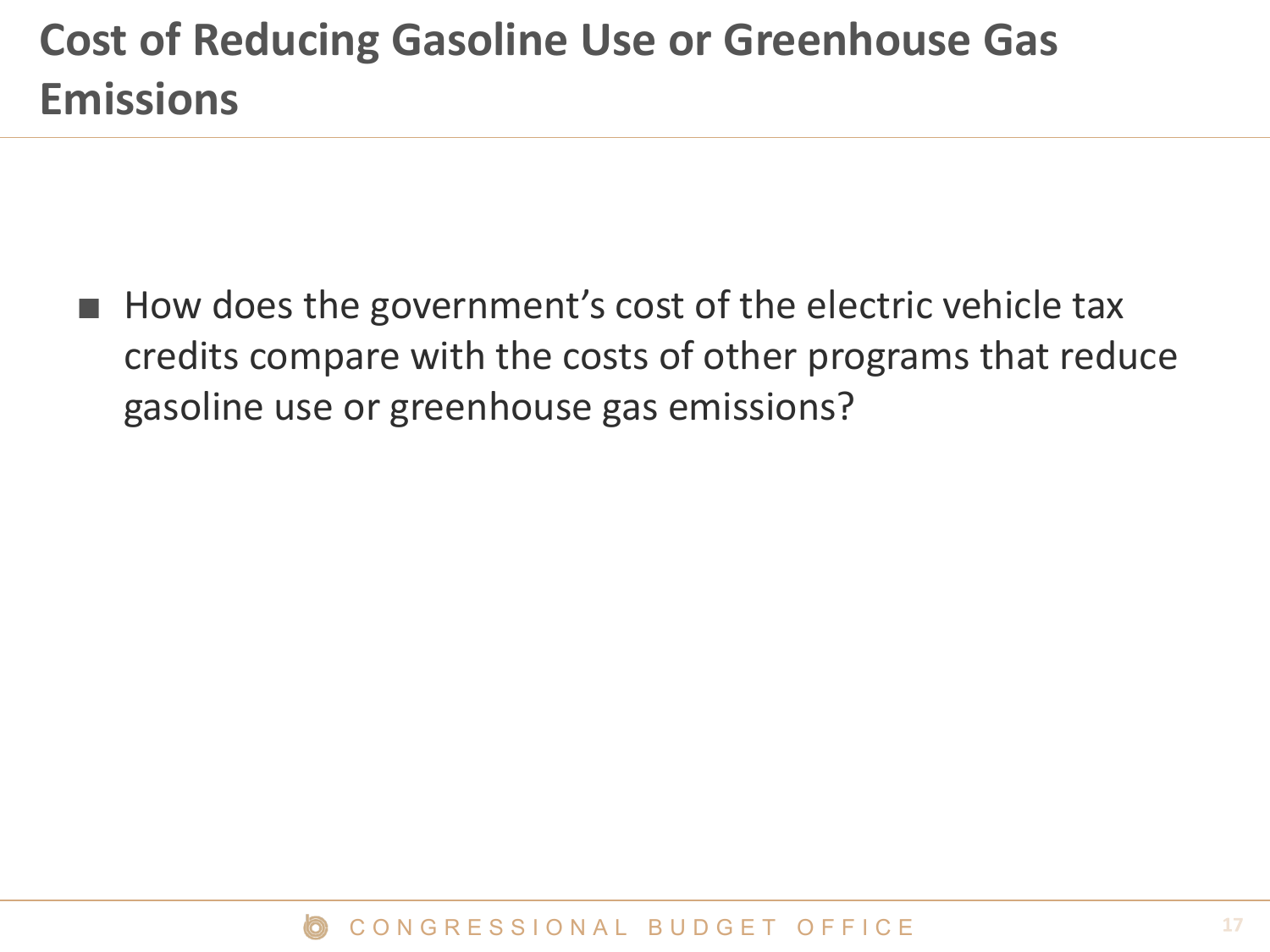# Cost of Reducing Gasoline Use or Greenhouse Gas Emissions

- How does the government's cost of the electric vehicle tax credits compare with the costs of other programs that reduce gasoline use or greenhouse gas emissions?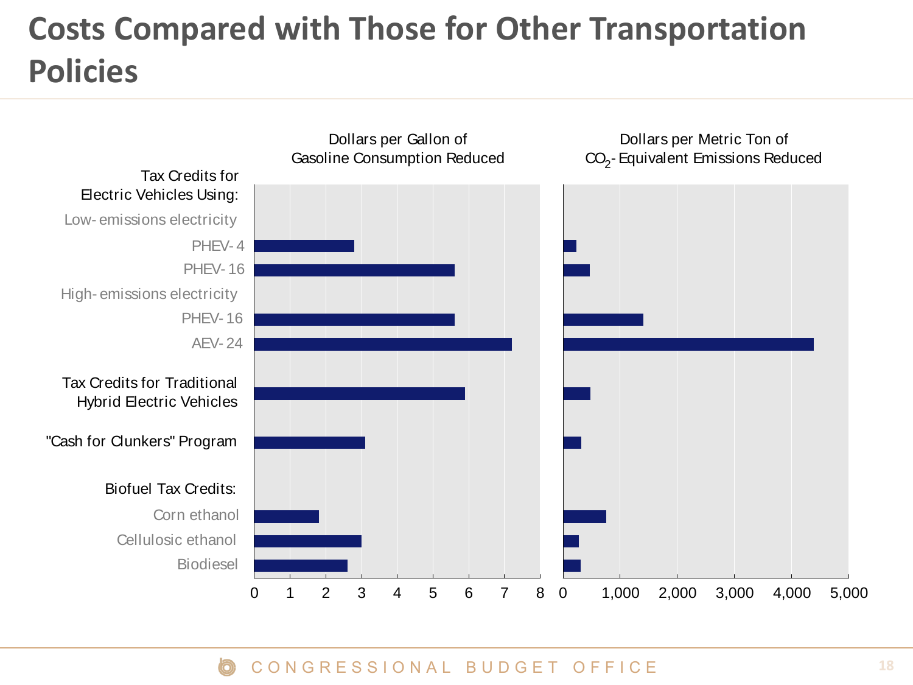# Costs Compared with Those for Other Transportation Policies

Dollars per Gallon of Gasoline Consumption Reduced

Dollars per Metric Ton of $CO_2$-Equivalent Emissions Reduced

Tax Credits for Electric Vehicles Using:

- Low-emissions electricity
  - PHEV-4
  - PHEV-16
- High-emissions electricity
  - PHEV-16
  - AEV-24

Tax Credits for Traditional Hybrid Electric Vehicles

"Cash for Clunkers" Program

Biofuel Tax Credits:

- Corn ethanol
- Cellulosic ethanol
- Biodiesel

0 1 2 3 4 5 6 7 8

0 1,000 2,000 3,000 4,000 5,000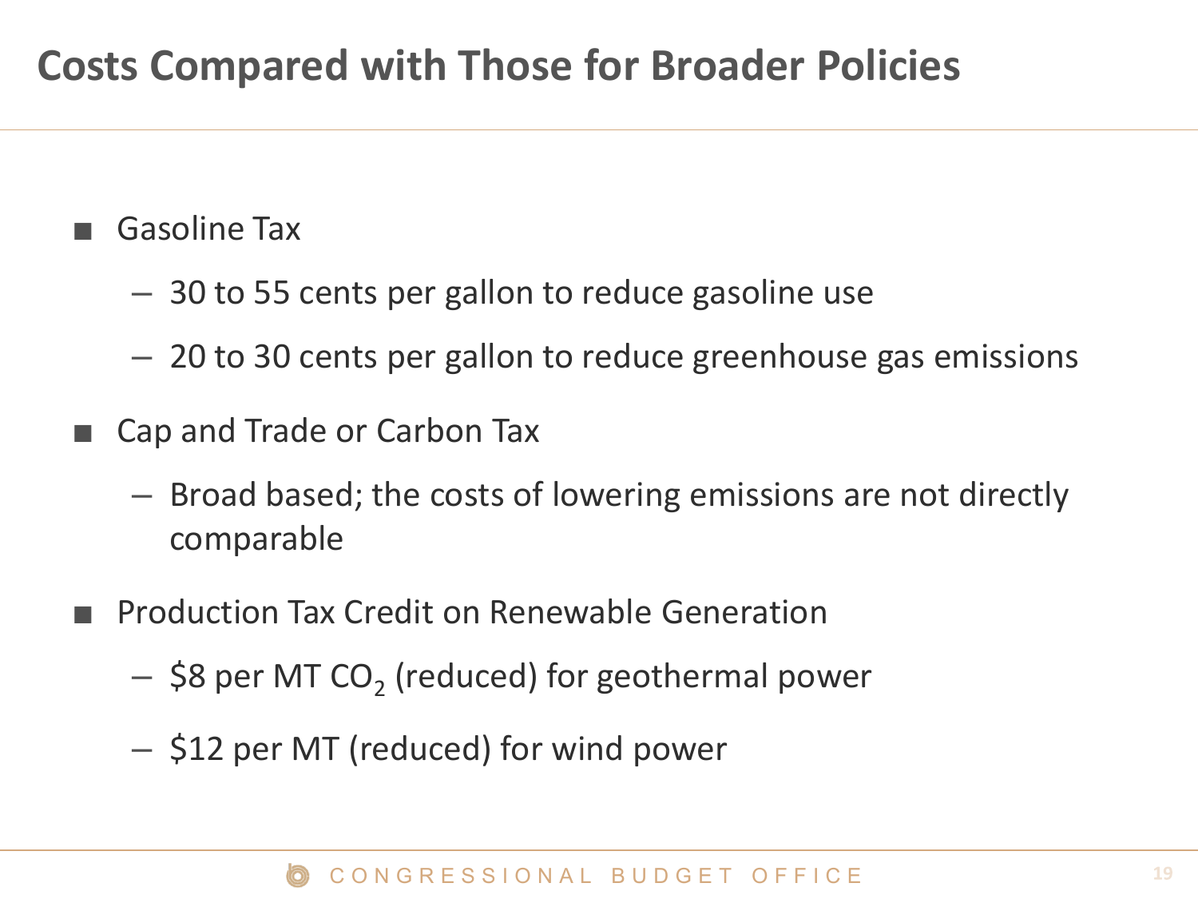# Costs Compared with Those for Broader Policies

- Gasoline Tax
  - 30 to 55 cents per gallon to reduce gasoline use
  - 20 to 30 cents per gallon to reduce greenhouse gas emissions
- Cap and Trade or Carbon Tax
  - Broad based; the costs of lowering emissions are not directly comparable
- Production Tax Credit on Renewable Generation
  - $8 per MT $CO_2$ (reduced) for geothermal power
  - $12 per MT (reduced) for wind power